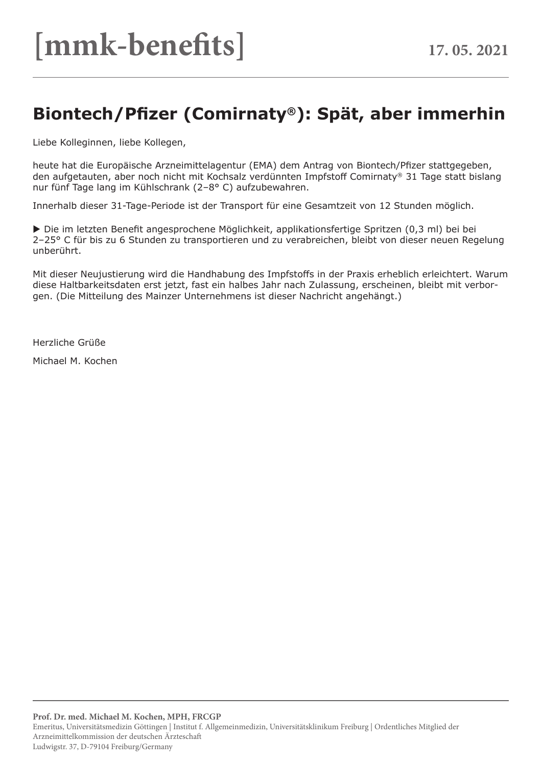# [mmk-benefits]

**17. 05. 2021**

## Biontech/Pfizer (Comirnaty®): Spät, aber immerhin

Liebe Kolleginnen, liebe Kollegen,

heute hat die Europäische Arzneimittelagentur (EMA) dem Antrag von Biontech/Pfizer stattgegeben, den aufgetauten, aber noch nicht mit Kochsalz verdünnten Impfstoff Comirnaty® 31 Tage statt bislang nur fünf Tage lang im Kühlschrank (2–8° C) aufzubewahren.

Innerhalb dieser 31-Tage-Periode ist der Transport für eine Gesamtzeit von 12 Stunden möglich.

▶ Die im letzten Benefit angesprochene Möglichkeit, applikationsfertige Spritzen (0,3 ml) bei bei 2–25° C für bis zu 6 Stunden zu transportieren und zu verabreichen, bleibt von dieser neuen Regelung unberührt.

Mit dieser Neujustierung wird die Handhabung des Impfstoffs in der Praxis erheblich erleichtert. Warum diese Haltbarkeitsdaten erst jetzt, fast ein halbes Jahr nach Zulassung, erscheinen, bleibt mit verborgen. (Die Mitteilung des Mainzer Unternehmens ist dieser Nachricht angehängt.)

Herzliche Grüße

Michael M. Kochen

---

**Prof. Dr. med. Michael M. Kochen, MPH, FRCGP**
Emeritus, Universitätsmedizin Göttingen | Institut f. Allgemeinmedizin, Universitätsklinikum Freiburg | Ordentliches Mitglied der Arzneimittelkommission der deutschen Ärzteschaft
Ludwigstr. 37, D-79104 Freiburg/Germany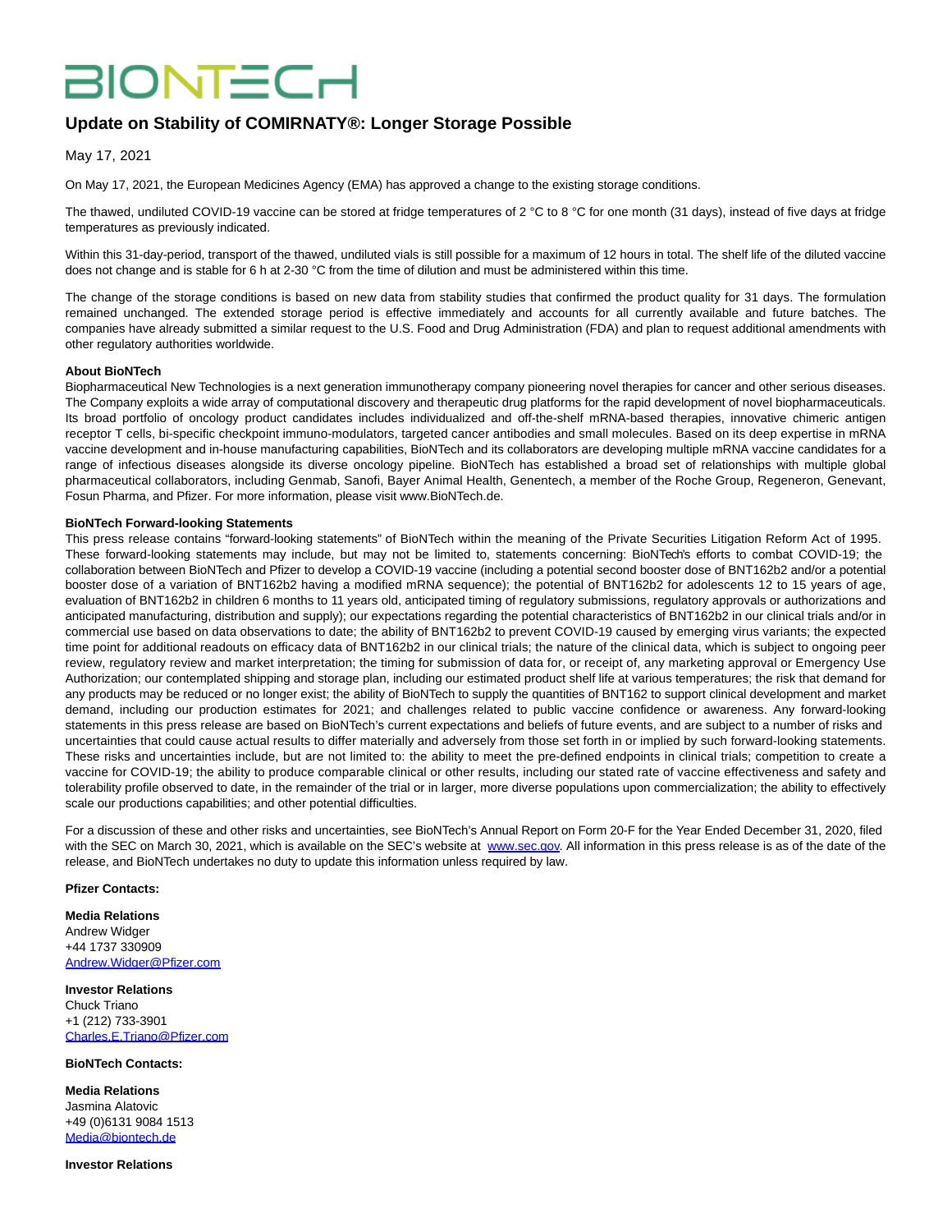# Update on Stability of COMIRNATY®: Longer Storage Possible

May 17, 2021

On May 17, 2021, the European Medicines Agency (EMA) has approved a change to the existing storage conditions.

The thawed, undiluted COVID-19 vaccine can be stored at fridge temperatures of 2 °C to 8 °C for one month (31 days), instead of five days at fridge temperatures as previously indicated.

Within this 31-day-period, transport of the thawed, undiluted vials is still possible for a maximum of 12 hours in total. The shelf life of the diluted vaccine does not change and is stable for 6 h at 2-30 °C from the time of dilution and must be administered within this time.

The change of the storage conditions is based on new data from stability studies that confirmed the product quality for 31 days. The formulation remained unchanged. The extended storage period is effective immediately and accounts for all currently available and future batches. The companies have already submitted a similar request to the U.S. Food and Drug Administration (FDA) and plan to request additional amendments with other regulatory authorities worldwide.

**About BioNTech**
Biopharmaceutical New Technologies is a next generation immunotherapy company pioneering novel therapies for cancer and other serious diseases. The Company exploits a wide array of computational discovery and therapeutic drug platforms for the rapid development of novel biopharmaceuticals. Its broad portfolio of oncology product candidates includes individualized and off-the-shelf mRNA-based therapies, innovative chimeric antigen receptor T cells, bi-specific checkpoint immuno-modulators, targeted cancer antibodies and small molecules. Based on its deep expertise in mRNA vaccine development and in-house manufacturing capabilities, BioNTech and its collaborators are developing multiple mRNA vaccine candidates for a range of infectious diseases alongside its diverse oncology pipeline. BioNTech has established a broad set of relationships with multiple global pharmaceutical collaborators, including Genmab, Sanofi, Bayer Animal Health, Genentech, a member of the Roche Group, Regeneron, Genevant, Fosun Pharma, and Pfizer. For more information, please visit www.BioNTech.de.

**BioNTech Forward-looking Statements**
This press release contains "forward-looking statements" of BioNTech within the meaning of the Private Securities Litigation Reform Act of 1995. These forward-looking statements may include, but may not be limited to, statements concerning: BioNTech's efforts to combat COVID-19; the collaboration between BioNTech and Pfizer to develop a COVID-19 vaccine (including a potential second booster dose of BNT162b2 and/or a potential booster dose of a variation of BNT162b2 having a modified mRNA sequence); the potential of BNT162b2 for adolescents 12 to 15 years of age, evaluation of BNT162b2 in children 6 months to 11 years old, anticipated timing of regulatory submissions, regulatory approvals or authorizations and anticipated manufacturing, distribution and supply); our expectations regarding the potential characteristics of BNT162b2 in our clinical trials and/or in commercial use based on data observations to date; the ability of BNT162b2 to prevent COVID-19 caused by emerging virus variants; the expected time point for additional readouts on efficacy data of BNT162b2 in our clinical trials; the nature of the clinical data, which is subject to ongoing peer review, regulatory review and market interpretation; the timing for submission of data for, or receipt of, any marketing approval or Emergency Use Authorization; our contemplated shipping and storage plan, including our estimated product shelf life at various temperatures; the risk that demand for any products may be reduced or no longer exist; the ability of BioNTech to supply the quantities of BNT162 to support clinical development and market demand, including our production estimates for 2021; and challenges related to public vaccine confidence or awareness. Any forward-looking statements in this press release are based on BioNTech's current expectations and beliefs of future events, and are subject to a number of risks and uncertainties that could cause actual results to differ materially and adversely from those set forth in or implied by such forward-looking statements. These risks and uncertainties include, but are not limited to: the ability to meet the pre-defined endpoints in clinical trials; competition to create a vaccine for COVID-19; the ability to produce comparable clinical or other results, including our stated rate of vaccine effectiveness and safety and tolerability profile observed to date, in the remainder of the trial or in larger, more diverse populations upon commercialization; the ability to effectively scale our productions capabilities; and other potential difficulties.

For a discussion of these and other risks and uncertainties, see BioNTech's Annual Report on Form 20-F for the Year Ended December 31, 2020, filed with the SEC on March 30, 2021, which is available on the SEC's website at www.sec.gov. All information in this press release is as of the date of the release, and BioNTech undertakes no duty to update this information unless required by law.

**Pfizer Contacts:**

**Media Relations**
Andrew Widger
+44 1737 330909
Andrew.Widger@Pfizer.com

**Investor Relations**
Chuck Triano
+1 (212) 733-3901
Charles.E.Triano@Pfizer.com

**BioNTech Contacts:**

**Media Relations**
Jasmina Alatovic
+49 (0)6131 9084 1513
Media@biontech.de

**Investor Relations**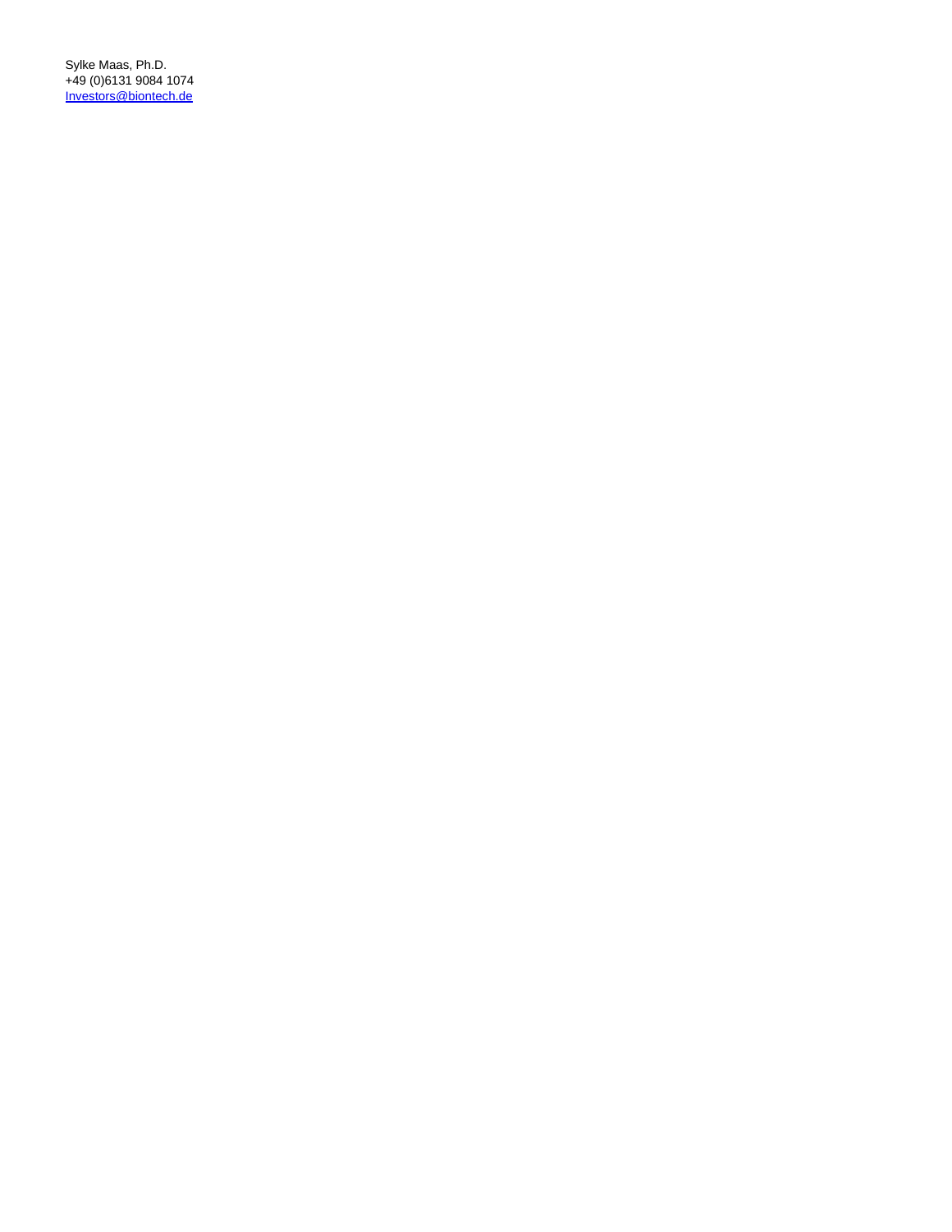Sylke Maas, Ph.D.
+49 (0)6131 9084 1074
Investors@biontech.de